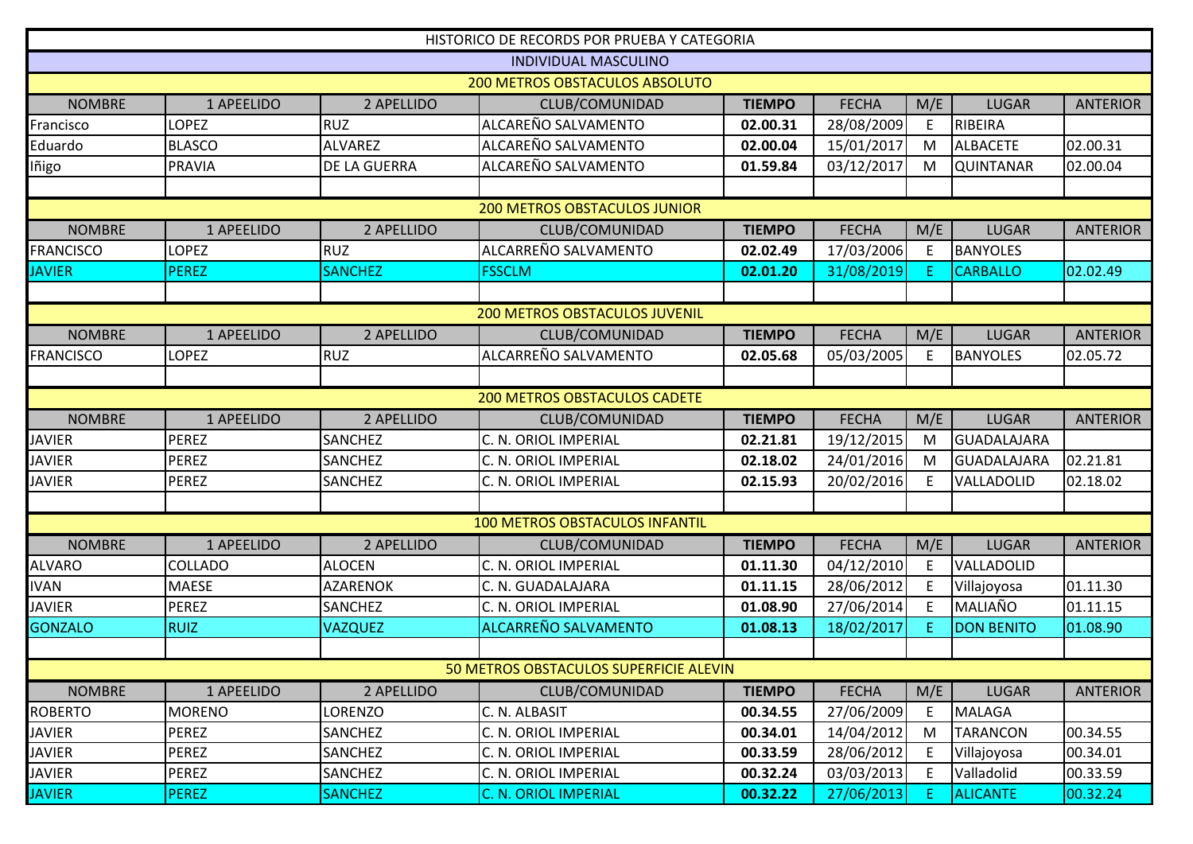# HISTORICO DE RECORDS POR PRUEBA Y CATEGORIA

## INDIVIDUAL MASCULINO

### 200 METROS OBSTACULOS ABSOLUTO

| NOMBRE | 1 APEELIDO | 2 APELLIDO | CLUB/COMUNIDAD | TIEMPO | FECHA | M/E | LUGAR | ANTERIOR |
|---|---|---|---|---|---|---|---|---|
| Francisco | LOPEZ | RUZ | ALCAREÑO SALVAMENTO | **02.00.31** | 28/08/2009 | E | RIBEIRA | |
| Eduardo | BLASCO | ALVAREZ | ALCAREÑO SALVAMENTO | **02.00.04** | 15/01/2017 | M | ALBACETE | 02.00.31 |
| Iñigo | PRAVIA | DE LA GUERRA | ALCAREÑO SALVAMENTO | **01.59.84** | 03/12/2017 | M | QUINTANAR | 02.00.04 |

### 200 METROS OBSTACULOS JUNIOR

| NOMBRE | 1 APEELIDO | 2 APELLIDO | CLUB/COMUNIDAD | TIEMPO | FECHA | M/E | LUGAR | ANTERIOR |
|---|---|---|---|---|---|---|---|---|
| FRANCISCO | LOPEZ | RUZ | ALCARREÑO SALVAMENTO | **02.02.49** | 17/03/2006 | E | BANYOLES | |
| JAVIER | PEREZ | SANCHEZ | FSSCLM | **02.01.20** | 31/08/2019 | E | CARBALLO | 02.02.49 |

### 200 METROS OBSTACULOS JUVENIL

| NOMBRE | 1 APEELIDO | 2 APELLIDO | CLUB/COMUNIDAD | TIEMPO | FECHA | M/E | LUGAR | ANTERIOR |
|---|---|---|---|---|---|---|---|---|
| FRANCISCO | LOPEZ | RUZ | ALCARREÑO SALVAMENTO | **02.05.68** | 05/03/2005 | E | BANYOLES | 02.05.72 |

### 200 METROS OBSTACULOS CADETE

| NOMBRE | 1 APEELIDO | 2 APELLIDO | CLUB/COMUNIDAD | TIEMPO | FECHA | M/E | LUGAR | ANTERIOR |
|---|---|---|---|---|---|---|---|---|
| JAVIER | PEREZ | SANCHEZ | C. N. ORIOL IMPERIAL | **02.21.81** | 19/12/2015 | M | GUADALAJARA | |
| JAVIER | PEREZ | SANCHEZ | C. N. ORIOL IMPERIAL | **02.18.02** | 24/01/2016 | M | GUADALAJARA | 02.21.81 |
| JAVIER | PEREZ | SANCHEZ | C. N. ORIOL IMPERIAL | **02.15.93** | 20/02/2016 | E | VALLADOLID | 02.18.02 |

### 100 METROS OBSTACULOS INFANTIL

| NOMBRE | 1 APEELIDO | 2 APELLIDO | CLUB/COMUNIDAD | TIEMPO | FECHA | M/E | LUGAR | ANTERIOR |
|---|---|---|---|---|---|---|---|---|
| ALVARO | COLLADO | ALOCEN | C. N. ORIOL IMPERIAL | **01.11.30** | 04/12/2010 | E | VALLADOLID | |
| IVAN | MAESE | AZARENOK | C. N. GUADALAJARA | **01.11.15** | 28/06/2012 | E | Villajoyosa | 01.11.30 |
| JAVIER | PEREZ | SANCHEZ | C. N. ORIOL IMPERIAL | **01.08.90** | 27/06/2014 | E | MALIAÑO | 01.11.15 |
| GONZALO | RUIZ | VAZQUEZ | ALCARREÑO SALVAMENTO | **01.08.13** | 18/02/2017 | E | DON BENITO | 01.08.90 |

### 50 METROS OBSTACULOS SUPERFICIE ALEVIN

| NOMBRE | 1 APEELIDO | 2 APELLIDO | CLUB/COMUNIDAD | TIEMPO | FECHA | M/E | LUGAR | ANTERIOR |
|---|---|---|---|---|---|---|---|---|
| ROBERTO | MORENO | LORENZO | C. N. ALBASIT | **00.34.55** | 27/06/2009 | E | MALAGA | |
| JAVIER | PEREZ | SANCHEZ | C. N. ORIOL IMPERIAL | **00.34.01** | 14/04/2012 | M | TARANCON | 00.34.55 |
| JAVIER | PEREZ | SANCHEZ | C. N. ORIOL IMPERIAL | **00.33.59** | 28/06/2012 | E | Villajoyosa | 00.34.01 |
| JAVIER | PEREZ | SANCHEZ | C. N. ORIOL IMPERIAL | **00.32.24** | 03/03/2013 | E | Valladolid | 00.33.59 |
| JAVIER | PEREZ | SANCHEZ | C. N. ORIOL IMPERIAL | **00.32.22** | 27/06/2013 | E | ALICANTE | 00.32.24 |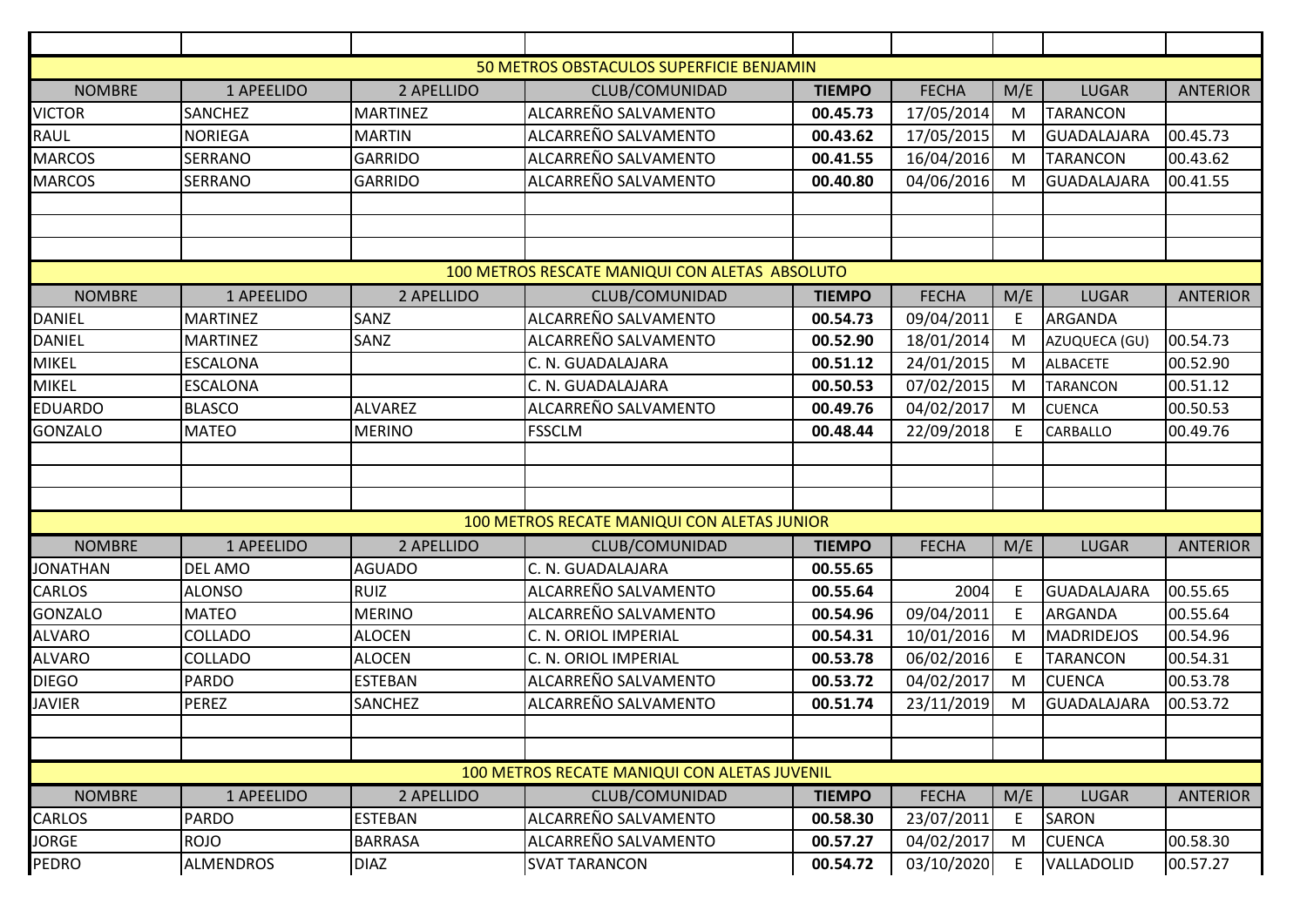## 50 METROS OBSTACULOS SUPERFICIE BENJAMIN

| NOMBRE | 1 APEELIDO | 2 APELLIDO | CLUB/COMUNIDAD | TIEMPO | FECHA | M/E | LUGAR | ANTERIOR |
|---|---|---|---|---|---|---|---|---|
| VICTOR | SANCHEZ | MARTINEZ | ALCARREÑO SALVAMENTO | **00.45.73** | 17/05/2014 | M | TARANCON | |
| RAUL | NORIEGA | MARTIN | ALCARREÑO SALVAMENTO | **00.43.62** | 17/05/2015 | M | GUADALAJARA | 00.45.73 |
| MARCOS | SERRANO | GARRIDO | ALCARREÑO SALVAMENTO | **00.41.55** | 16/04/2016 | M | TARANCON | 00.43.62 |
| MARCOS | SERRANO | GARRIDO | ALCARREÑO SALVAMENTO | **00.40.80** | 04/06/2016 | M | GUADALAJARA | 00.41.55 |

## 100 METROS RESCATE MANIQUI CON ALETAS ABSOLUTO

| NOMBRE | 1 APEELIDO | 2 APELLIDO | CLUB/COMUNIDAD | TIEMPO | FECHA | M/E | LUGAR | ANTERIOR |
|---|---|---|---|---|---|---|---|---|
| DANIEL | MARTINEZ | SANZ | ALCARREÑO SALVAMENTO | **00.54.73** | 09/04/2011 | E | ARGANDA | |
| DANIEL | MARTINEZ | SANZ | ALCARREÑO SALVAMENTO | **00.52.90** | 18/01/2014 | M | AZUQUECA (GU) | 00.54.73 |
| MIKEL | ESCALONA | | C. N. GUADALAJARA | **00.51.12** | 24/01/2015 | M | ALBACETE | 00.52.90 |
| MIKEL | ESCALONA | | C. N. GUADALAJARA | **00.50.53** | 07/02/2015 | M | TARANCON | 00.51.12 |
| EDUARDO | BLASCO | ALVAREZ | ALCARREÑO SALVAMENTO | **00.49.76** | 04/02/2017 | M | CUENCA | 00.50.53 |
| GONZALO | MATEO | MERINO | FSSCLM | **00.48.44** | 22/09/2018 | E | CARBALLO | 00.49.76 |

## 100 METROS RECATE MANIQUI CON ALETAS JUNIOR

| NOMBRE | 1 APEELIDO | 2 APELLIDO | CLUB/COMUNIDAD | TIEMPO | FECHA | M/E | LUGAR | ANTERIOR |
|---|---|---|---|---|---|---|---|---|
| JONATHAN | DEL AMO | AGUADO | C. N. GUADALAJARA | **00.55.65** | | | | |
| CARLOS | ALONSO | RUIZ | ALCARREÑO SALVAMENTO | **00.55.64** | 2004 | E | GUADALAJARA | 00.55.65 |
| GONZALO | MATEO | MERINO | ALCARREÑO SALVAMENTO | **00.54.96** | 09/04/2011 | E | ARGANDA | 00.55.64 |
| ALVARO | COLLADO | ALOCEN | C. N. ORIOL IMPERIAL | **00.54.31** | 10/01/2016 | M | MADRIDEJOS | 00.54.96 |
| ALVARO | COLLADO | ALOCEN | C. N. ORIOL IMPERIAL | **00.53.78** | 06/02/2016 | E | TARANCON | 00.54.31 |
| DIEGO | PARDO | ESTEBAN | ALCARREÑO SALVAMENTO | **00.53.72** | 04/02/2017 | M | CUENCA | 00.53.78 |
| JAVIER | PEREZ | SANCHEZ | ALCARREÑO SALVAMENTO | **00.51.74** | 23/11/2019 | M | GUADALAJARA | 00.53.72 |

## 100 METROS RECATE MANIQUI CON ALETAS JUVENIL

| NOMBRE | 1 APEELIDO | 2 APELLIDO | CLUB/COMUNIDAD | TIEMPO | FECHA | M/E | LUGAR | ANTERIOR |
|---|---|---|---|---|---|---|---|---|
| CARLOS | PARDO | ESTEBAN | ALCARREÑO SALVAMENTO | **00.58.30** | 23/07/2011 | E | SARON | |
| JORGE | ROJO | BARRASA | ALCARREÑO SALVAMENTO | **00.57.27** | 04/02/2017 | M | CUENCA | 00.58.30 |
| PEDRO | ALMENDROS | DIAZ | SVAT TARANCON | **00.54.72** | 03/10/2020 | E | VALLADOLID | 00.57.27 |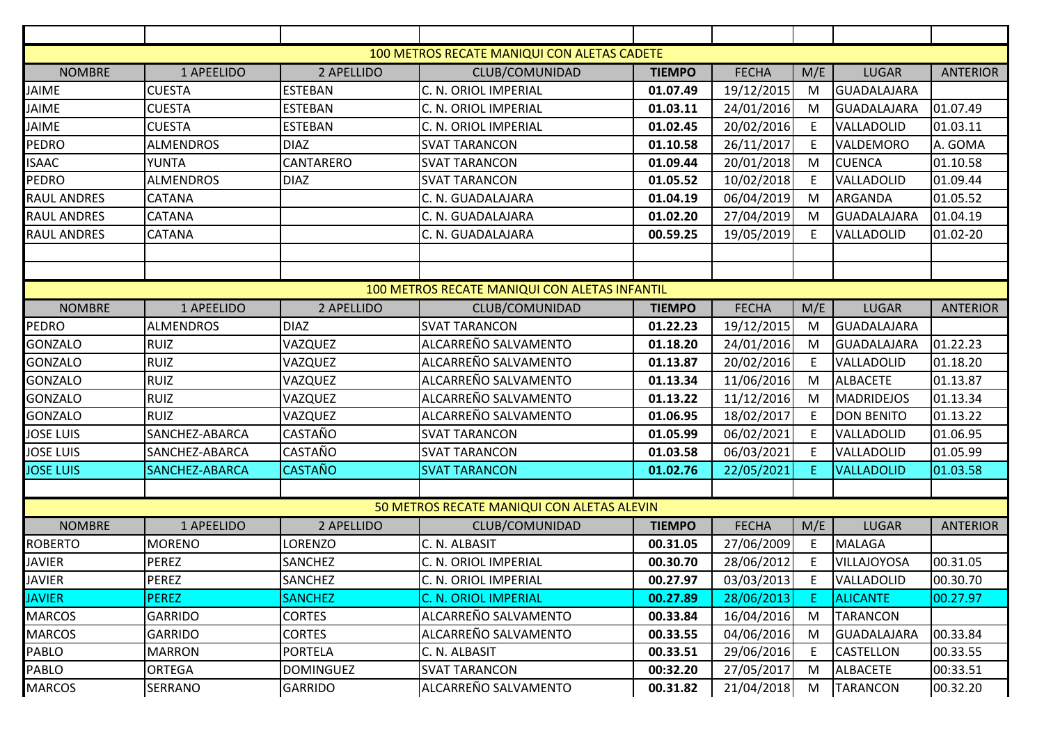| | | | | | | | | |
|---|---|---|---|---|---|---|---|---|
| **100 METROS RECATE MANIQUI CON ALETAS CADETE** | | | | | | | | |
| NOMBRE | 1 APEELIDO | 2 APELLIDO | CLUB/COMUNIDAD | **TIEMPO** | FECHA | M/E | LUGAR | ANTERIOR |
| JAIME | CUESTA | ESTEBAN | C. N. ORIOL IMPERIAL | **01.07.49** | 19/12/2015 | M | GUADALAJARA | |
| JAIME | CUESTA | ESTEBAN | C. N. ORIOL IMPERIAL | **01.03.11** | 24/01/2016 | M | GUADALAJARA | 01.07.49 |
| JAIME | CUESTA | ESTEBAN | C. N. ORIOL IMPERIAL | **01.02.45** | 20/02/2016 | E | VALLADOLID | 01.03.11 |
| PEDRO | ALMENDROS | DIAZ | SVAT TARANCON | **01.10.58** | 26/11/2017 | E | VALDEMORO | A. GOMA |
| ISAAC | YUNTA | CANTARERO | SVAT TARANCON | **01.09.44** | 20/01/2018 | M | CUENCA | 01.10.58 |
| PEDRO | ALMENDROS | DIAZ | SVAT TARANCON | **01.05.52** | 10/02/2018 | E | VALLADOLID | 01.09.44 |
| RAUL ANDRES | CATANA | | C. N. GUADALAJARA | **01.04.19** | 06/04/2019 | M | ARGANDA | 01.05.52 |
| RAUL ANDRES | CATANA | | C. N. GUADALAJARA | **01.02.20** | 27/04/2019 | M | GUADALAJARA | 01.04.19 |
| RAUL ANDRES | CATANA | | C. N. GUADALAJARA | **00.59.25** | 19/05/2019 | E | VALLADOLID | 01-02-20 |
| | | | | | | | | |
| | | | | | | | | |
| **100 METROS RECATE MANIQUI CON ALETAS INFANTIL** | | | | | | | | |
| NOMBRE | 1 APEELIDO | 2 APELLIDO | CLUB/COMUNIDAD | **TIEMPO** | FECHA | M/E | LUGAR | ANTERIOR |
| PEDRO | ALMENDROS | DIAZ | SVAT TARANCON | **01.22.23** | 19/12/2015 | M | GUADALAJARA | |
| GONZALO | RUIZ | VAZQUEZ | ALCARREÑO SALVAMENTO | **01.18.20** | 24/01/2016 | M | GUADALAJARA | 01.22.23 |
| GONZALO | RUIZ | VAZQUEZ | ALCARREÑO SALVAMENTO | **01.13.87** | 20/02/2016 | E | VALLADOLID | 01.18.20 |
| GONZALO | RUIZ | VAZQUEZ | ALCARREÑO SALVAMENTO | **01.13.34** | 11/06/2016 | M | ALBACETE | 01.13.87 |
| GONZALO | RUIZ | VAZQUEZ | ALCARREÑO SALVAMENTO | **01.13.22** | 11/12/2016 | M | MADRIDEJOS | 01.13.34 |
| GONZALO | RUIZ | VAZQUEZ | ALCARREÑO SALVAMENTO | **01.06.95** | 18/02/2017 | E | DON BENITO | 01.13.22 |
| JOSE LUIS | SANCHEZ-ABARCA | CASTAÑO | SVAT TARANCON | **01.05.99** | 06/02/2021 | E | VALLADOLID | 01.06.95 |
| JOSE LUIS | SANCHEZ-ABARCA | CASTAÑO | SVAT TARANCON | **01.03.58** | 06/03/2021 | E | VALLADOLID | 01.05.99 |
| JOSE LUIS | SANCHEZ-ABARCA | CASTAÑO | SVAT TARANCON | **01.02.76** | 22/05/2021 | E | VALLADOLID | 01.03.58 |
| | | | | | | | | |
| **50 METROS RECATE MANIQUI CON ALETAS ALEVIN** | | | | | | | | |
| NOMBRE | 1 APEELIDO | 2 APELLIDO | CLUB/COMUNIDAD | **TIEMPO** | FECHA | M/E | LUGAR | ANTERIOR |
| ROBERTO | MORENO | LORENZO | C. N. ALBASIT | **00.31.05** | 27/06/2009 | E | MALAGA | |
| JAVIER | PEREZ | SANCHEZ | C. N. ORIOL IMPERIAL | **00.30.70** | 28/06/2012 | E | VILLAJOYOSA | 00.31.05 |
| JAVIER | PEREZ | SANCHEZ | C. N. ORIOL IMPERIAL | **00.27.97** | 03/03/2013 | E | VALLADOLID | 00.30.70 |
| JAVIER | PEREZ | SANCHEZ | C. N. ORIOL IMPERIAL | **00.27.89** | 28/06/2013 | E | ALICANTE | 00.27.97 |
| MARCOS | GARRIDO | CORTES | ALCARREÑO SALVAMENTO | **00.33.84** | 16/04/2016 | M | TARANCON | |
| MARCOS | GARRIDO | CORTES | ALCARREÑO SALVAMENTO | **00.33.55** | 04/06/2016 | M | GUADALAJARA | 00.33.84 |
| PABLO | MARRON | PORTELA | C. N. ALBASIT | **00.33.51** | 29/06/2016 | E | CASTELLON | 00.33.55 |
| PABLO | ORTEGA | DOMINGUEZ | SVAT TARANCON | **00:32.20** | 27/05/2017 | M | ALBACETE | 00:33.51 |
| MARCOS | SERRANO | GARRIDO | ALCARREÑO SALVAMENTO | **00.31.82** | 21/04/2018 | M | TARANCON | 00.32.20 |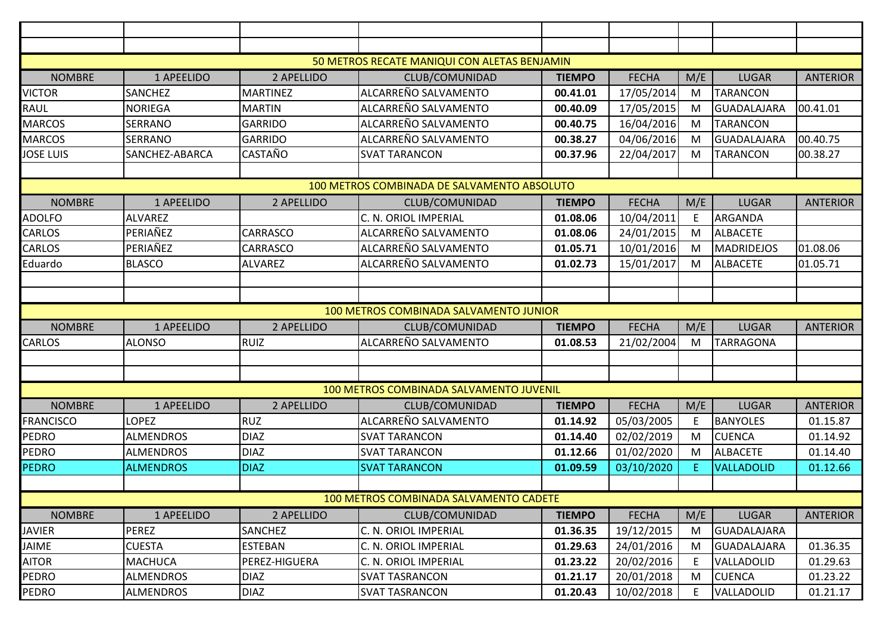| NOMBRE | 1 APEELIDO | 2 APELLIDO | CLUB/COMUNIDAD | TIEMPO | FECHA | M/E | LUGAR | ANTERIOR |
|---|---|---|---|---|---|---|---|---|
| | | | | | | | | |
| | | | | | | | | |
| **50 METROS RECATE MANIQUI CON ALETAS BENJAMIN** | | | | | | | | |
| NOMBRE | 1 APEELIDO | 2 APELLIDO | CLUB/COMUNIDAD | **TIEMPO** | FECHA | M/E | LUGAR | ANTERIOR |
| VICTOR | SANCHEZ | MARTINEZ | ALCARREÑO SALVAMENTO | **00.41.01** | 17/05/2014 | M | TARANCON | |
| RAUL | NORIEGA | MARTIN | ALCARREÑO SALVAMENTO | **00.40.09** | 17/05/2015 | M | GUADALAJARA | 00.41.01 |
| MARCOS | SERRANO | GARRIDO | ALCARREÑO SALVAMENTO | **00.40.75** | 16/04/2016 | M | TARANCON | |
| MARCOS | SERRANO | GARRIDO | ALCARREÑO SALVAMENTO | **00.38.27** | 04/06/2016 | M | GUADALAJARA | 00.40.75 |
| JOSE LUIS | SANCHEZ-ABARCA | CASTAÑO | SVAT TARANCON | **00.37.96** | 22/04/2017 | M | TARANCON | 00.38.27 |
| | | | | | | | | |
| **100 METROS COMBINADA DE SALVAMENTO ABSOLUTO** | | | | | | | | |
| NOMBRE | 1 APEELIDO | 2 APELLIDO | CLUB/COMUNIDAD | **TIEMPO** | FECHA | M/E | LUGAR | ANTERIOR |
| ADOLFO | ALVAREZ | | C. N. ORIOL IMPERIAL | **01.08.06** | 10/04/2011 | E | ARGANDA | |
| CARLOS | PERIAÑEZ | CARRASCO | ALCARREÑO SALVAMENTO | **01.08.06** | 24/01/2015 | M | ALBACETE | |
| CARLOS | PERIAÑEZ | CARRASCO | ALCARREÑO SALVAMENTO | **01.05.71** | 10/01/2016 | M | MADRIDEJOS | 01.08.06 |
| Eduardo | BLASCO | ALVAREZ | ALCARREÑO SALVAMENTO | **01.02.73** | 15/01/2017 | M | ALBACETE | 01.05.71 |
| | | | | | | | | |
| | | | | | | | | |
| **100 METROS COMBINADA SALVAMENTO JUNIOR** | | | | | | | | |
| NOMBRE | 1 APEELIDO | 2 APELLIDO | CLUB/COMUNIDAD | **TIEMPO** | FECHA | M/E | LUGAR | ANTERIOR |
| CARLOS | ALONSO | RUIZ | ALCARREÑO SALVAMENTO | **01.08.53** | 21/02/2004 | M | TARRAGONA | |
| | | | | | | | | |
| | | | | | | | | |
| **100 METROS COMBINADA SALVAMENTO JUVENIL** | | | | | | | | |
| NOMBRE | 1 APEELIDO | 2 APELLIDO | CLUB/COMUNIDAD | **TIEMPO** | FECHA | M/E | LUGAR | ANTERIOR |
| FRANCISCO | LOPEZ | RUZ | ALCARREÑO SALVAMENTO | **01.14.92** | 05/03/2005 | E | BANYOLES | 01.15.87 |
| PEDRO | ALMENDROS | DIAZ | SVAT TARANCON | **01.14.40** | 02/02/2019 | M | CUENCA | 01.14.92 |
| PEDRO | ALMENDROS | DIAZ | SVAT TARANCON | **01.12.66** | 01/02/2020 | M | ALBACETE | 01.14.40 |
| PEDRO | ALMENDROS | DIAZ | SVAT TARANCON | **01.09.59** | 03/10/2020 | E | VALLADOLID | 01.12.66 |
| | | | | | | | | |
| **100 METROS COMBINADA SALVAMENTO CADETE** | | | | | | | | |
| NOMBRE | 1 APEELIDO | 2 APELLIDO | CLUB/COMUNIDAD | **TIEMPO** | FECHA | M/E | LUGAR | ANTERIOR |
| JAVIER | PEREZ | SANCHEZ | C. N. ORIOL IMPERIAL | **01.36.35** | 19/12/2015 | M | GUADALAJARA | |
| JAIME | CUESTA | ESTEBAN | C. N. ORIOL IMPERIAL | **01.29.63** | 24/01/2016 | M | GUADALAJARA | 01.36.35 |
| AITOR | MACHUCA | PEREZ-HIGUERA | C. N. ORIOL IMPERIAL | **01.23.22** | 20/02/2016 | E | VALLADOLID | 01.29.63 |
| PEDRO | ALMENDROS | DIAZ | SVAT TASRANCON | **01.21.17** | 20/01/2018 | M | CUENCA | 01.23.22 |
| PEDRO | ALMENDROS | DIAZ | SVAT TASRANCON | **01.20.43** | 10/02/2018 | E | VALLADOLID | 01.21.17 |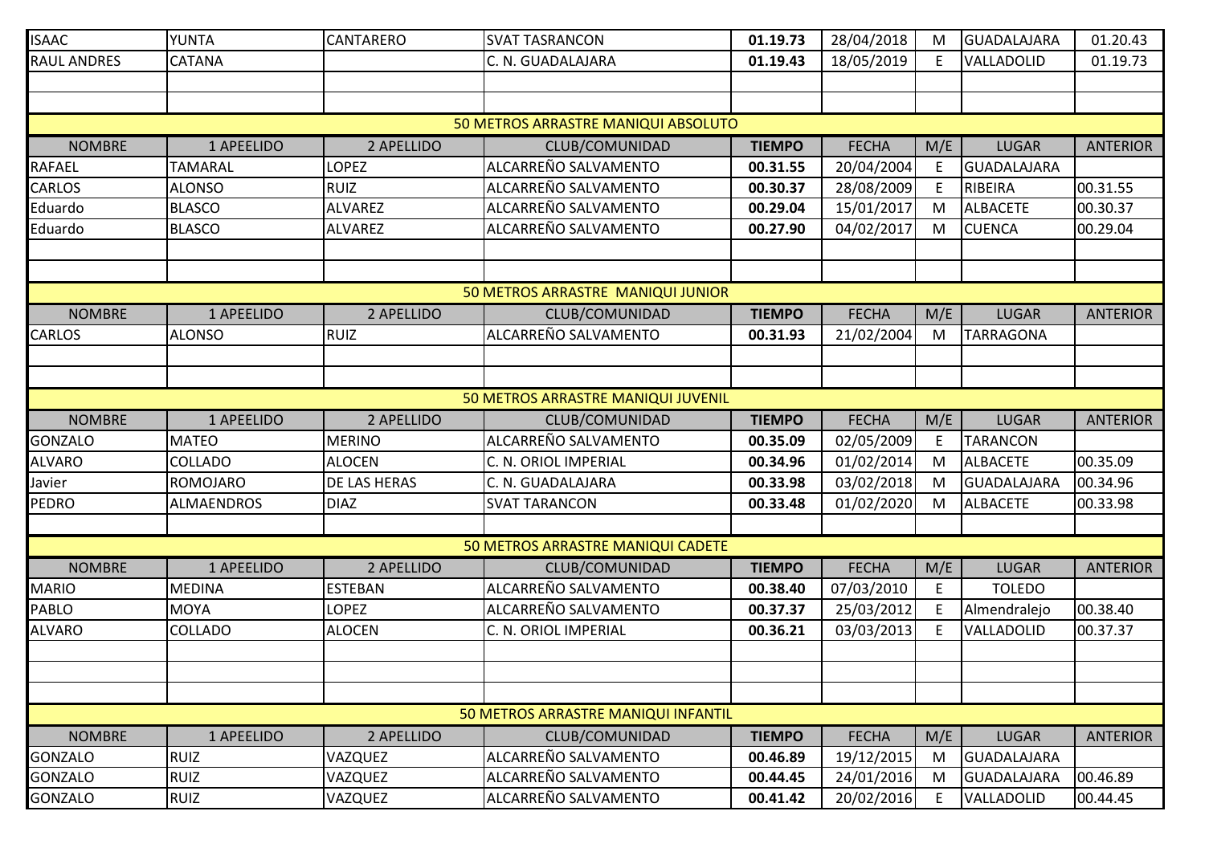| | | | | | | | | |
|---|---|---|---|---|---|---|---|---|
| ISAAC | YUNTA | CANTARERO | SVAT TASRANCON | **01.19.73** | 28/04/2018 | M | GUADALAJARA | 01.20.43 |
| RAUL ANDRES | CATANA | | C. N. GUADALAJARA | **01.19.43** | 18/05/2019 | E | VALLADOLID | 01.19.73 |
| | | | | | | | | |
| | | | | | | | | |

## 50 METROS ARRASTRE MANIQUI ABSOLUTO

| NOMBRE | 1 APEELIDO | 2 APELLIDO | CLUB/COMUNIDAD | **TIEMPO** | FECHA | M/E | LUGAR | ANTERIOR |
|---|---|---|---|---|---|---|---|---|
| RAFAEL | TAMARAL | LOPEZ | ALCARREÑO SALVAMENTO | **00.31.55** | 20/04/2004 | E | GUADALAJARA | |
| CARLOS | ALONSO | RUIZ | ALCARREÑO SALVAMENTO | **00.30.37** | 28/08/2009 | E | RIBEIRA | 00.31.55 |
| Eduardo | BLASCO | ALVAREZ | ALCARREÑO SALVAMENTO | **00.29.04** | 15/01/2017 | M | ALBACETE | 00.30.37 |
| Eduardo | BLASCO | ALVAREZ | ALCARREÑO SALVAMENTO | **00.27.90** | 04/02/2017 | M | CUENCA | 00.29.04 |
| | | | | | | | | |
| | | | | | | | | |

## 50 METROS ARRASTRE MANIQUI JUNIOR

| NOMBRE | 1 APEELIDO | 2 APELLIDO | CLUB/COMUNIDAD | **TIEMPO** | FECHA | M/E | LUGAR | ANTERIOR |
|---|---|---|---|---|---|---|---|---|
| CARLOS | ALONSO | RUIZ | ALCARREÑO SALVAMENTO | **00.31.93** | 21/02/2004 | M | TARRAGONA | |
| | | | | | | | | |
| | | | | | | | | |

## 50 METROS ARRASTRE MANIQUI JUVENIL

| NOMBRE | 1 APEELIDO | 2 APELLIDO | CLUB/COMUNIDAD | **TIEMPO** | FECHA | M/E | LUGAR | ANTERIOR |
|---|---|---|---|---|---|---|---|---|
| GONZALO | MATEO | MERINO | ALCARREÑO SALVAMENTO | **00.35.09** | 02/05/2009 | E | TARANCON | |
| ALVARO | COLLADO | ALOCEN | C. N. ORIOL IMPERIAL | **00.34.96** | 01/02/2014 | M | ALBACETE | 00.35.09 |
| Javier | ROMOJARO | DE LAS HERAS | C. N. GUADALAJARA | **00.33.98** | 03/02/2018 | M | GUADALAJARA | 00.34.96 |
| PEDRO | ALMAENDROS | DIAZ | SVAT TARANCON | **00.33.48** | 01/02/2020 | M | ALBACETE | 00.33.98 |
| | | | | | | | | |

## 50 METROS ARRASTRE MANIQUI CADETE

| NOMBRE | 1 APEELIDO | 2 APELLIDO | CLUB/COMUNIDAD | **TIEMPO** | FECHA | M/E | LUGAR | ANTERIOR |
|---|---|---|---|---|---|---|---|---|
| MARIO | MEDINA | ESTEBAN | ALCARREÑO SALVAMENTO | **00.38.40** | 07/03/2010 | E | TOLEDO | |
| PABLO | MOYA | LOPEZ | ALCARREÑO SALVAMENTO | **00.37.37** | 25/03/2012 | E | Almendralejo | 00.38.40 |
| ALVARO | COLLADO | ALOCEN | C. N. ORIOL IMPERIAL | **00.36.21** | 03/03/2013 | E | VALLADOLID | 00.37.37 |
| | | | | | | | | |
| | | | | | | | | |
| | | | | | | | | |

## 50 METROS ARRASTRE MANIQUI INFANTIL

| NOMBRE | 1 APEELIDO | 2 APELLIDO | CLUB/COMUNIDAD | **TIEMPO** | FECHA | M/E | LUGAR | ANTERIOR |
|---|---|---|---|---|---|---|---|---|
| GONZALO | RUIZ | VAZQUEZ | ALCARREÑO SALVAMENTO | **00.46.89** | 19/12/2015 | M | GUADALAJARA | |
| GONZALO | RUIZ | VAZQUEZ | ALCARREÑO SALVAMENTO | **00.44.45** | 24/01/2016 | M | GUADALAJARA | 00.46.89 |
| GONZALO | RUIZ | VAZQUEZ | ALCARREÑO SALVAMENTO | **00.41.42** | 20/02/2016 | E | VALLADOLID | 00.44.45 |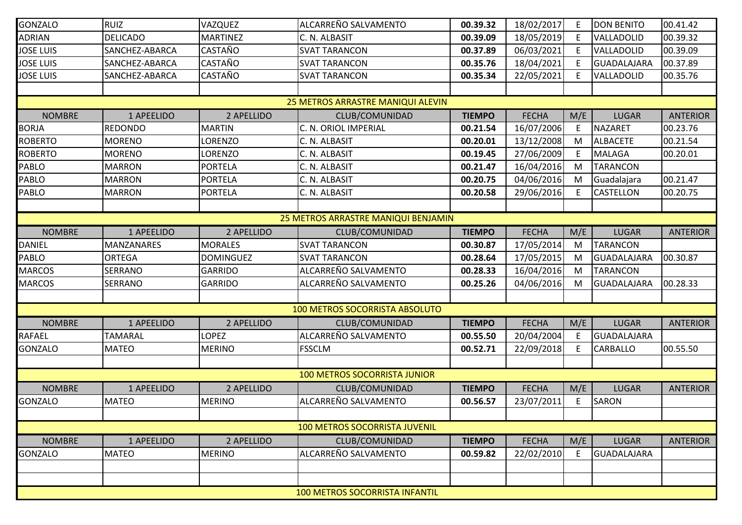| NOMBRE | 1 APEELIDO | 2 APELLIDO | CLUB/COMUNIDAD | TIEMPO | FECHA | M/E | LUGAR | ANTERIOR |
|---|---|---|---|---|---|---|---|---|
| GONZALO | RUIZ | VAZQUEZ | ALCARREÑO SALVAMENTO | **00.39.32** | 18/02/2017 | E | DON BENITO | 00.41.42 |
| ADRIAN | DELICADO | MARTINEZ | C. N. ALBASIT | **00.39.09** | 18/05/2019 | E | VALLADOLID | 00.39.32 |
| JOSE LUIS | SANCHEZ-ABARCA | CASTAÑO | SVAT TARANCON | **00.37.89** | 06/03/2021 | E | VALLADOLID | 00.39.09 |
| JOSE LUIS | SANCHEZ-ABARCA | CASTAÑO | SVAT TARANCON | **00.35.76** | 18/04/2021 | E | GUADALAJARA | 00.37.89 |
| JOSE LUIS | SANCHEZ-ABARCA | CASTAÑO | SVAT TARANCON | **00.35.34** | 22/05/2021 | E | VALLADOLID | 00.35.76 |

## 25 METROS ARRASTRE MANIQUI ALEVIN

| NOMBRE | 1 APEELIDO | 2 APELLIDO | CLUB/COMUNIDAD | TIEMPO | FECHA | M/E | LUGAR | ANTERIOR |
|---|---|---|---|---|---|---|---|---|
| BORJA | REDONDO | MARTIN | C. N. ORIOL IMPERIAL | **00.21.54** | 16/07/2006 | E | NAZARET | 00.23.76 |
| ROBERTO | MORENO | LORENZO | C. N. ALBASIT | **00.20.01** | 13/12/2008 | M | ALBACETE | 00.21.54 |
| ROBERTO | MORENO | LORENZO | C. N. ALBASIT | **00.19.45** | 27/06/2009 | E | MALAGA | 00.20.01 |
| PABLO | MARRON | PORTELA | C. N. ALBASIT | **00.21.47** | 16/04/2016 | M | TARANCON | |
| PABLO | MARRON | PORTELA | C. N. ALBASIT | **00.20.75** | 04/06/2016 | M | Guadalajara | 00.21.47 |
| PABLO | MARRON | PORTELA | C. N. ALBASIT | **00.20.58** | 29/06/2016 | E | CASTELLON | 00.20.75 |

## 25 METROS ARRASTRE MANIQUI BENJAMIN

| NOMBRE | 1 APEELIDO | 2 APELLIDO | CLUB/COMUNIDAD | TIEMPO | FECHA | M/E | LUGAR | ANTERIOR |
|---|---|---|---|---|---|---|---|---|
| DANIEL | MANZANARES | MORALES | SVAT TARANCON | **00.30.87** | 17/05/2014 | M | TARANCON | |
| PABLO | ORTEGA | DOMINGUEZ | SVAT TARANCON | **00.28.64** | 17/05/2015 | M | GUADALAJARA | 00.30.87 |
| MARCOS | SERRANO | GARRIDO | ALCARREÑO SALVAMENTO | **00.28.33** | 16/04/2016 | M | TARANCON | |
| MARCOS | SERRANO | GARRIDO | ALCARREÑO SALVAMENTO | **00.25.26** | 04/06/2016 | M | GUADALAJARA | 00.28.33 |

## 100 METROS SOCORRISTA ABSOLUTO

| NOMBRE | 1 APEELIDO | 2 APELLIDO | CLUB/COMUNIDAD | TIEMPO | FECHA | M/E | LUGAR | ANTERIOR |
|---|---|---|---|---|---|---|---|---|
| RAFAEL | TAMARAL | LOPEZ | ALCARREÑO SALVAMENTO | **00.55.50** | 20/04/2004 | E | GUADALAJARA | |
| GONZALO | MATEO | MERINO | FSSCLM | **00.52.71** | 22/09/2018 | E | CARBALLO | 00.55.50 |

## 100 METROS SOCORRISTA JUNIOR

| NOMBRE | 1 APEELIDO | 2 APELLIDO | CLUB/COMUNIDAD | TIEMPO | FECHA | M/E | LUGAR | ANTERIOR |
|---|---|---|---|---|---|---|---|---|
| GONZALO | MATEO | MERINO | ALCARREÑO SALVAMENTO | **00.56.57** | 23/07/2011 | E | SARON | |

## 100 METROS SOCORRISTA JUVENIL

| NOMBRE | 1 APEELIDO | 2 APELLIDO | CLUB/COMUNIDAD | TIEMPO | FECHA | M/E | LUGAR | ANTERIOR |
|---|---|---|---|---|---|---|---|---|
| GONZALO | MATEO | MERINO | ALCARREÑO SALVAMENTO | **00.59.82** | 22/02/2010 | E | GUADALAJARA | |

## 100 METROS SOCORRISTA INFANTIL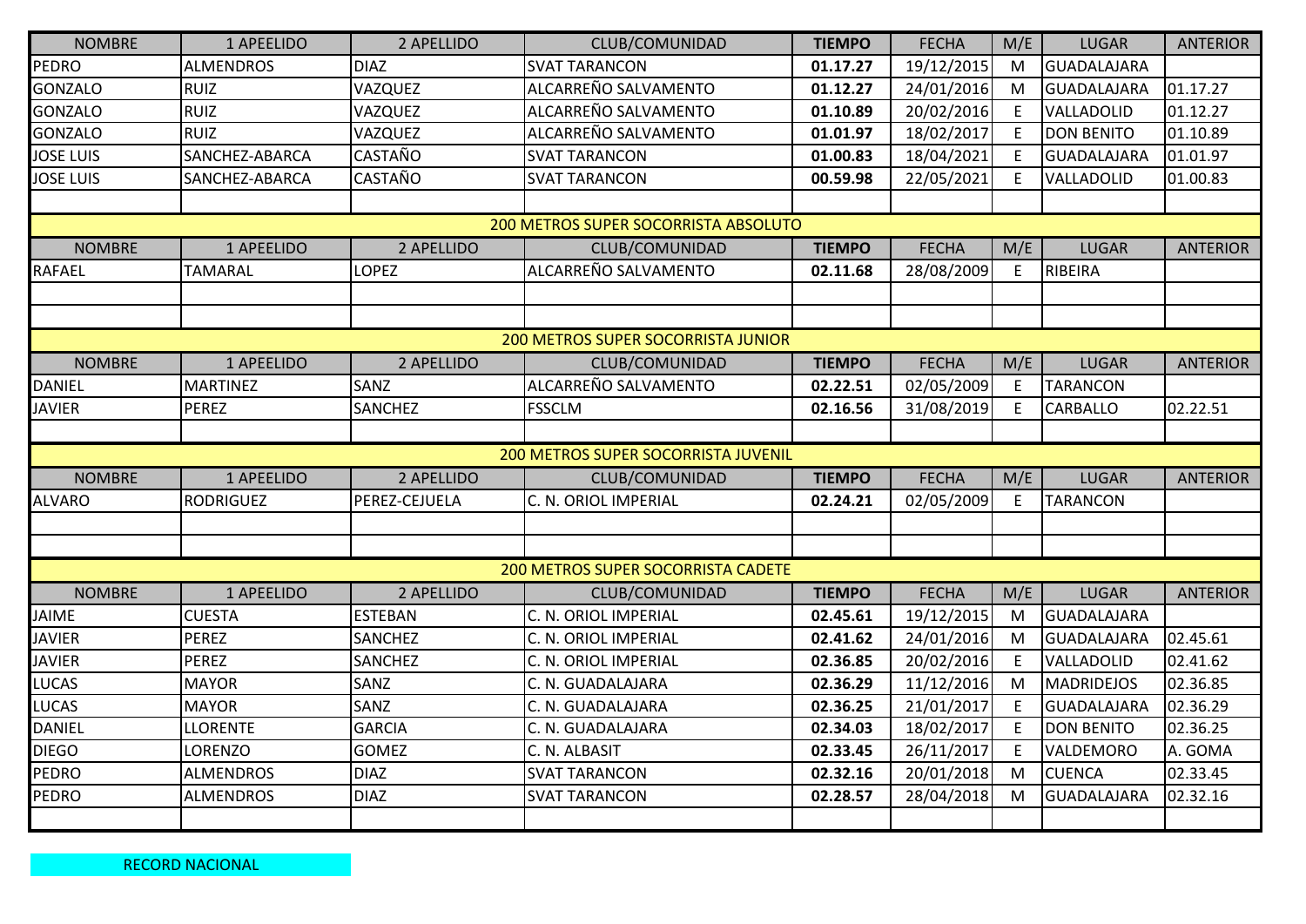| NOMBRE | 1 APEELIDO | 2 APELLIDO | CLUB/COMUNIDAD | TIEMPO | FECHA | M/E | LUGAR | ANTERIOR |
|---|---|---|---|---|---|---|---|---|
| PEDRO | ALMENDROS | DIAZ | SVAT TARANCON | **01.17.27** | 19/12/2015 | M | GUADALAJARA | |
| GONZALO | RUIZ | VAZQUEZ | ALCARREÑO SALVAMENTO | **01.12.27** | 24/01/2016 | M | GUADALAJARA | 01.17.27 |
| GONZALO | RUIZ | VAZQUEZ | ALCARREÑO SALVAMENTO | **01.10.89** | 20/02/2016 | E | VALLADOLID | 01.12.27 |
| GONZALO | RUIZ | VAZQUEZ | ALCARREÑO SALVAMENTO | **01.01.97** | 18/02/2017 | E | DON BENITO | 01.10.89 |
| JOSE LUIS | SANCHEZ-ABARCA | CASTAÑO | SVAT TARANCON | **01.00.83** | 18/04/2021 | E | GUADALAJARA | 01.01.97 |
| JOSE LUIS | SANCHEZ-ABARCA | CASTAÑO | SVAT TARANCON | **00.59.98** | 22/05/2021 | E | VALLADOLID | 01.00.83 |

## 200 METROS SUPER SOCORRISTA ABSOLUTO

| NOMBRE | 1 APEELIDO | 2 APELLIDO | CLUB/COMUNIDAD | TIEMPO | FECHA | M/E | LUGAR | ANTERIOR |
|---|---|---|---|---|---|---|---|---|
| RAFAEL | TAMARAL | LOPEZ | ALCARREÑO SALVAMENTO | **02.11.68** | 28/08/2009 | E | RIBEIRA | |

## 200 METROS SUPER SOCORRISTA JUNIOR

| NOMBRE | 1 APEELIDO | 2 APELLIDO | CLUB/COMUNIDAD | TIEMPO | FECHA | M/E | LUGAR | ANTERIOR |
|---|---|---|---|---|---|---|---|---|
| DANIEL | MARTINEZ | SANZ | ALCARREÑO SALVAMENTO | **02.22.51** | 02/05/2009 | E | TARANCON | |
| JAVIER | PEREZ | SANCHEZ | FSSCLM | **02.16.56** | 31/08/2019 | E | CARBALLO | 02.22.51 |

## 200 METROS SUPER SOCORRISTA JUVENIL

| NOMBRE | 1 APEELIDO | 2 APELLIDO | CLUB/COMUNIDAD | TIEMPO | FECHA | M/E | LUGAR | ANTERIOR |
|---|---|---|---|---|---|---|---|---|
| ALVARO | RODRIGUEZ | PEREZ-CEJUELA | C. N. ORIOL IMPERIAL | **02.24.21** | 02/05/2009 | E | TARANCON | |

## 200 METROS SUPER SOCORRISTA CADETE

| NOMBRE | 1 APEELIDO | 2 APELLIDO | CLUB/COMUNIDAD | TIEMPO | FECHA | M/E | LUGAR | ANTERIOR |
|---|---|---|---|---|---|---|---|---|
| JAIME | CUESTA | ESTEBAN | C. N. ORIOL IMPERIAL | **02.45.61** | 19/12/2015 | M | GUADALAJARA | |
| JAVIER | PEREZ | SANCHEZ | C. N. ORIOL IMPERIAL | **02.41.62** | 24/01/2016 | M | GUADALAJARA | 02.45.61 |
| JAVIER | PEREZ | SANCHEZ | C. N. ORIOL IMPERIAL | **02.36.85** | 20/02/2016 | E | VALLADOLID | 02.41.62 |
| LUCAS | MAYOR | SANZ | C. N. GUADALAJARA | **02.36.29** | 11/12/2016 | M | MADRIDEJOS | 02.36.85 |
| LUCAS | MAYOR | SANZ | C. N. GUADALAJARA | **02.36.25** | 21/01/2017 | E | GUADALAJARA | 02.36.29 |
| DANIEL | LLORENTE | GARCIA | C. N. GUADALAJARA | **02.34.03** | 18/02/2017 | E | DON BENITO | 02.36.25 |
| DIEGO | LORENZO | GOMEZ | C. N. ALBASIT | **02.33.45** | 26/11/2017 | E | VALDEMORO | A. GOMA |
| PEDRO | ALMENDROS | DIAZ | SVAT TARANCON | **02.32.16** | 20/01/2018 | M | CUENCA | 02.33.45 |
| PEDRO | ALMENDROS | DIAZ | SVAT TARANCON | **02.28.57** | 28/04/2018 | M | GUADALAJARA | 02.32.16 |

RECORD NACIONAL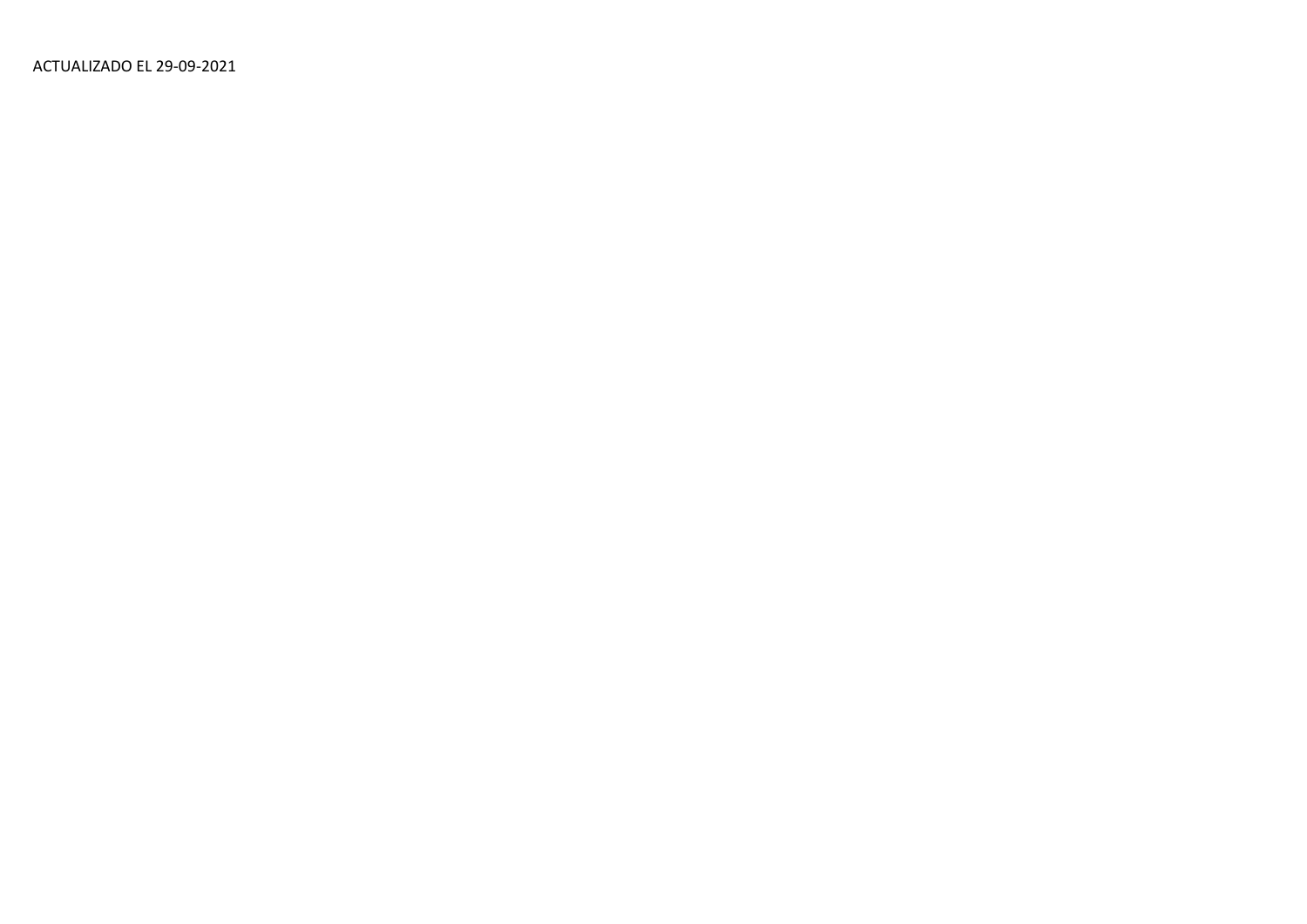ACTUALIZADO EL 29-09-2021